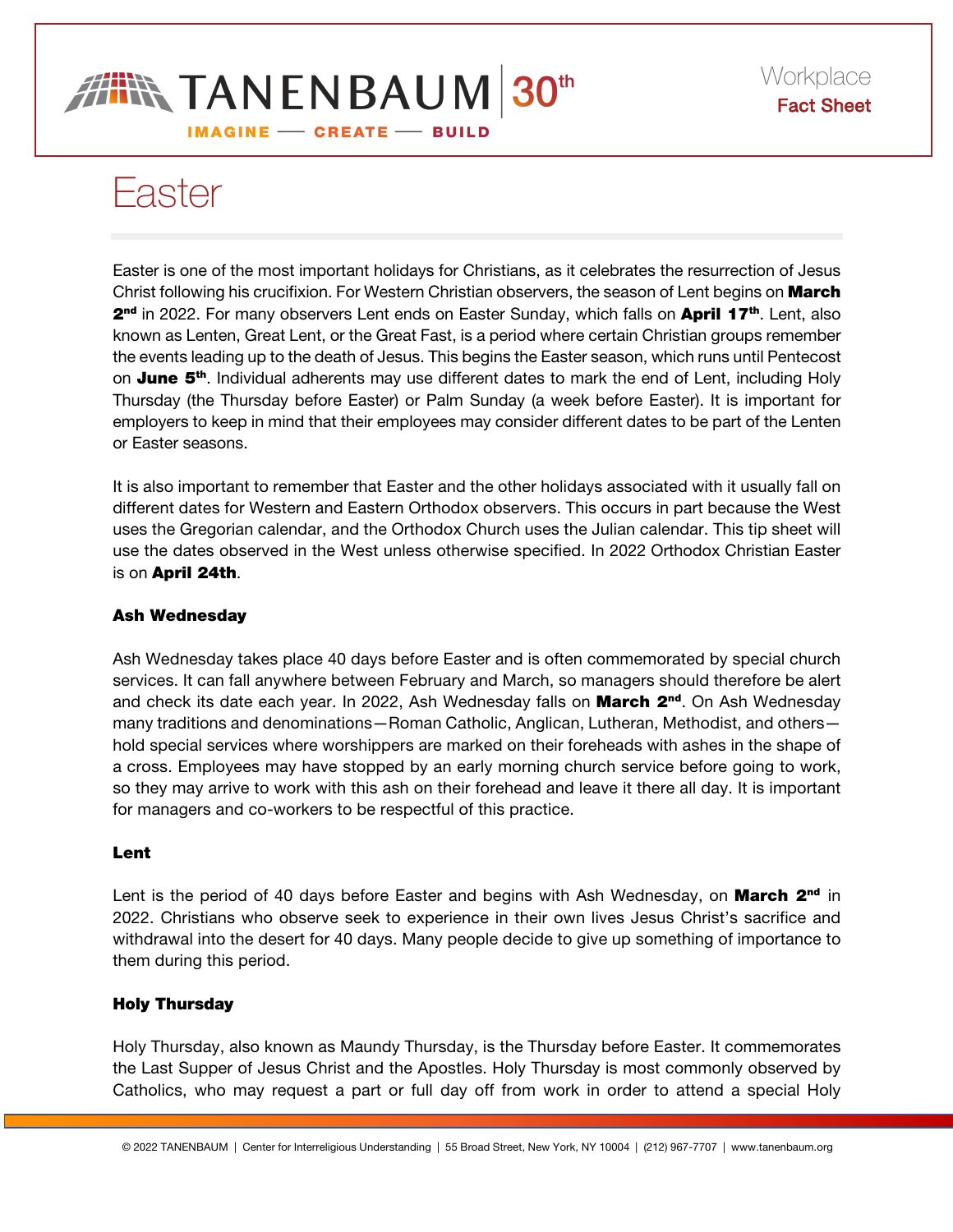TANENBAUM 30th

IMAGINE — CREATE — BUILD

Workplace
**Fact Sheet**

# Easter

Easter is one of the most important holidays for Christians, as it celebrates the resurrection of Jesus Christ following his crucifixion. For Western Christian observers, the season of Lent begins on **March 2nd** in 2022. For many observers Lent ends on Easter Sunday, which falls on **April 17th**. Lent, also known as Lenten, Great Lent, or the Great Fast, is a period where certain Christian groups remember the events leading up to the death of Jesus. This begins the Easter season, which runs until Pentecost on **June 5th**. Individual adherents may use different dates to mark the end of Lent, including Holy Thursday (the Thursday before Easter) or Palm Sunday (a week before Easter). It is important for employers to keep in mind that their employees may consider different dates to be part of the Lenten or Easter seasons.

It is also important to remember that Easter and the other holidays associated with it usually fall on different dates for Western and Eastern Orthodox observers. This occurs in part because the West uses the Gregorian calendar, and the Orthodox Church uses the Julian calendar. This tip sheet will use the dates observed in the West unless otherwise specified. In 2022 Orthodox Christian Easter is on **April 24th**.

### Ash Wednesday

Ash Wednesday takes place 40 days before Easter and is often commemorated by special church services. It can fall anywhere between February and March, so managers should therefore be alert and check its date each year. In 2022, Ash Wednesday falls on **March 2nd**. On Ash Wednesday many traditions and denominations—Roman Catholic, Anglican, Lutheran, Methodist, and others—hold special services where worshippers are marked on their foreheads with ashes in the shape of a cross. Employees may have stopped by an early morning church service before going to work, so they may arrive to work with this ash on their forehead and leave it there all day. It is important for managers and co-workers to be respectful of this practice.

### Lent

Lent is the period of 40 days before Easter and begins with Ash Wednesday, on **March 2nd** in 2022. Christians who observe seek to experience in their own lives Jesus Christ's sacrifice and withdrawal into the desert for 40 days. Many people decide to give up something of importance to them during this period.

### Holy Thursday

Holy Thursday, also known as Maundy Thursday, is the Thursday before Easter. It commemorates the Last Supper of Jesus Christ and the Apostles. Holy Thursday is most commonly observed by Catholics, who may request a part or full day off from work in order to attend a special Holy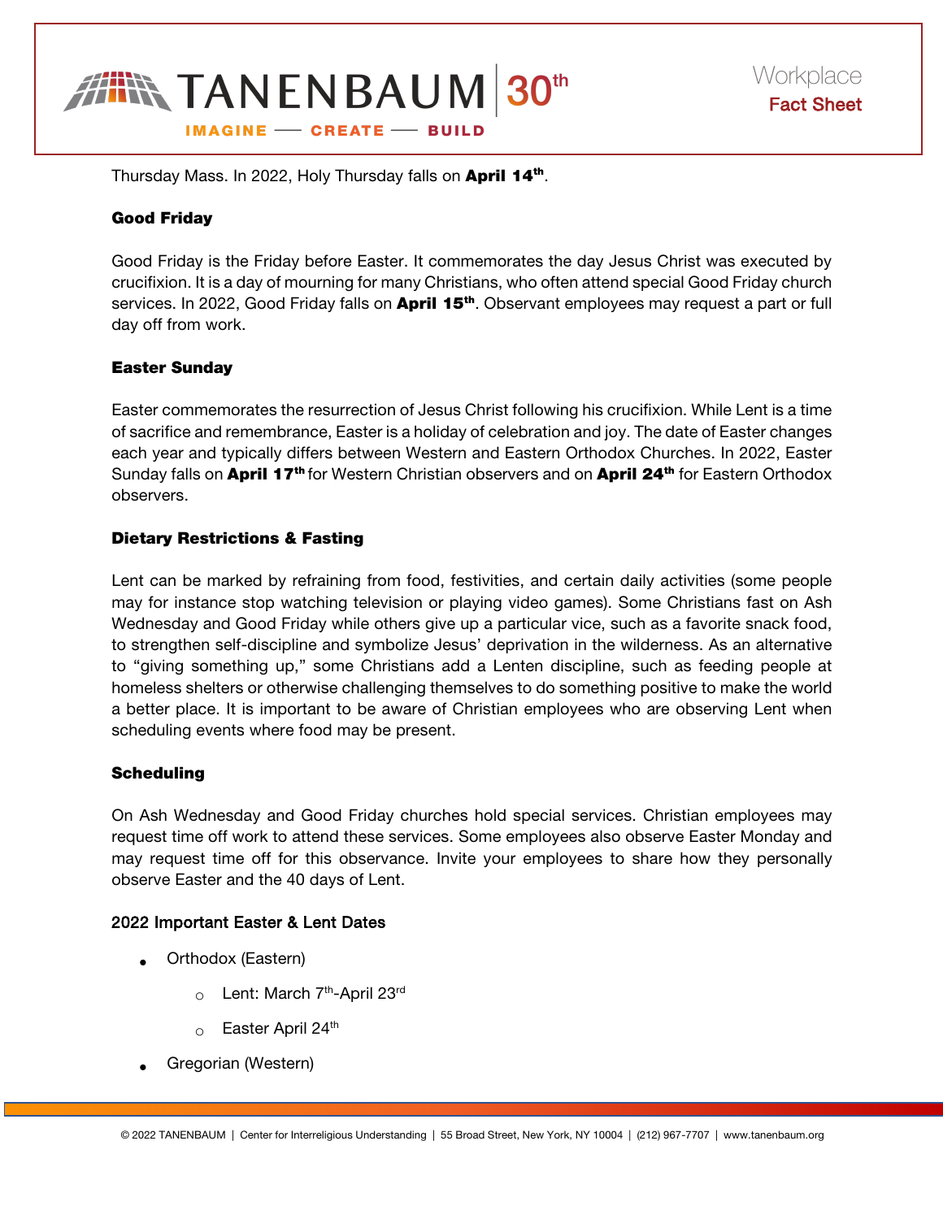Thursday Mass. In 2022, Holy Thursday falls on **April 14th**.

### Good Friday

Good Friday is the Friday before Easter. It commemorates the day Jesus Christ was executed by crucifixion. It is a day of mourning for many Christians, who often attend special Good Friday church services. In 2022, Good Friday falls on **April 15th**. Observant employees may request a part or full day off from work.

### Easter Sunday

Easter commemorates the resurrection of Jesus Christ following his crucifixion. While Lent is a time of sacrifice and remembrance, Easter is a holiday of celebration and joy. The date of Easter changes each year and typically differs between Western and Eastern Orthodox Churches. In 2022, Easter Sunday falls on **April 17th** for Western Christian observers and on **April 24th** for Eastern Orthodox observers.

### Dietary Restrictions & Fasting

Lent can be marked by refraining from food, festivities, and certain daily activities (some people may for instance stop watching television or playing video games). Some Christians fast on Ash Wednesday and Good Friday while others give up a particular vice, such as a favorite snack food, to strengthen self-discipline and symbolize Jesus' deprivation in the wilderness. As an alternative to "giving something up," some Christians add a Lenten discipline, such as feeding people at homeless shelters or otherwise challenging themselves to do something positive to make the world a better place. It is important to be aware of Christian employees who are observing Lent when scheduling events where food may be present.

### Scheduling

On Ash Wednesday and Good Friday churches hold special services. Christian employees may request time off work to attend these services. Some employees also observe Easter Monday and may request time off for this observance. Invite your employees to share how they personally observe Easter and the 40 days of Lent.

### 2022 Important Easter & Lent Dates

- Orthodox (Eastern)
  - Lent: March 7th-April 23rd
  - Easter April 24th
- Gregorian (Western)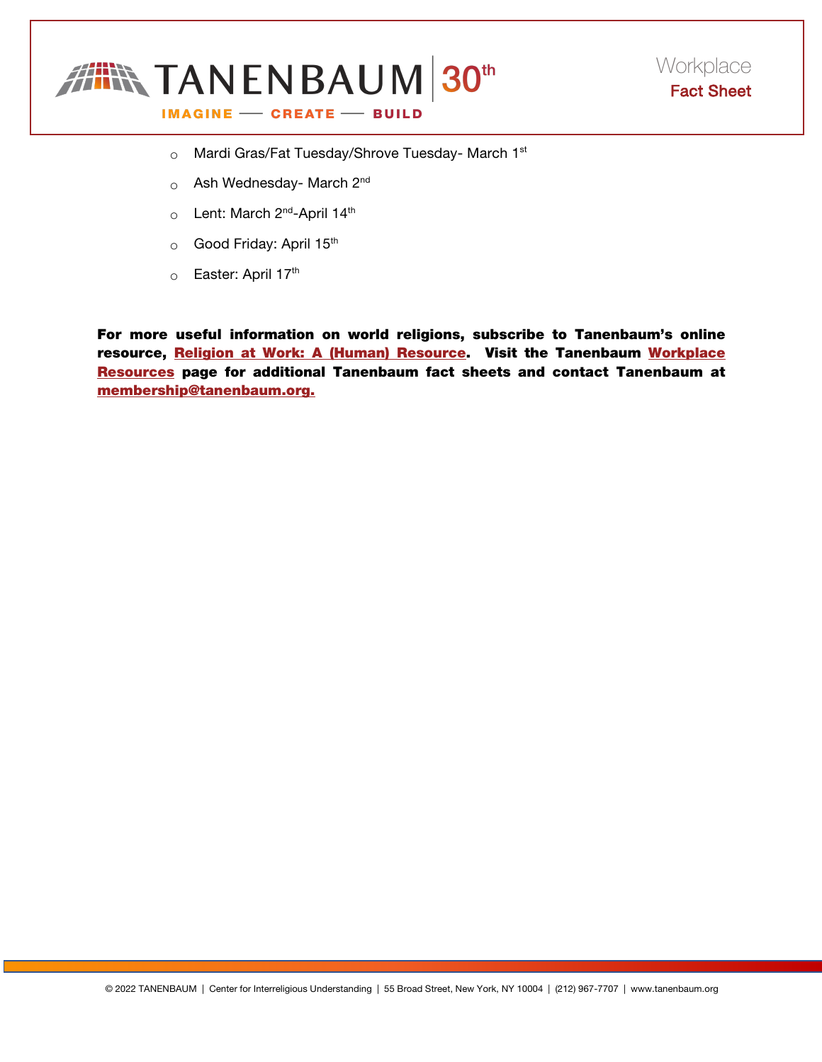- Mardi Gras/Fat Tuesday/Shrove Tuesday- March 1st
- Ash Wednesday- March 2nd
- Lent: March 2nd-April 14th
- Good Friday: April 15th
- Easter: April 17th

**For more useful information on world religions, subscribe to Tanenbaum's online resource, Religion at Work: A (Human) Resource. Visit the Tanenbaum Workplace Resources page for additional Tanenbaum fact sheets and contact Tanenbaum at membership@tanenbaum.org.**